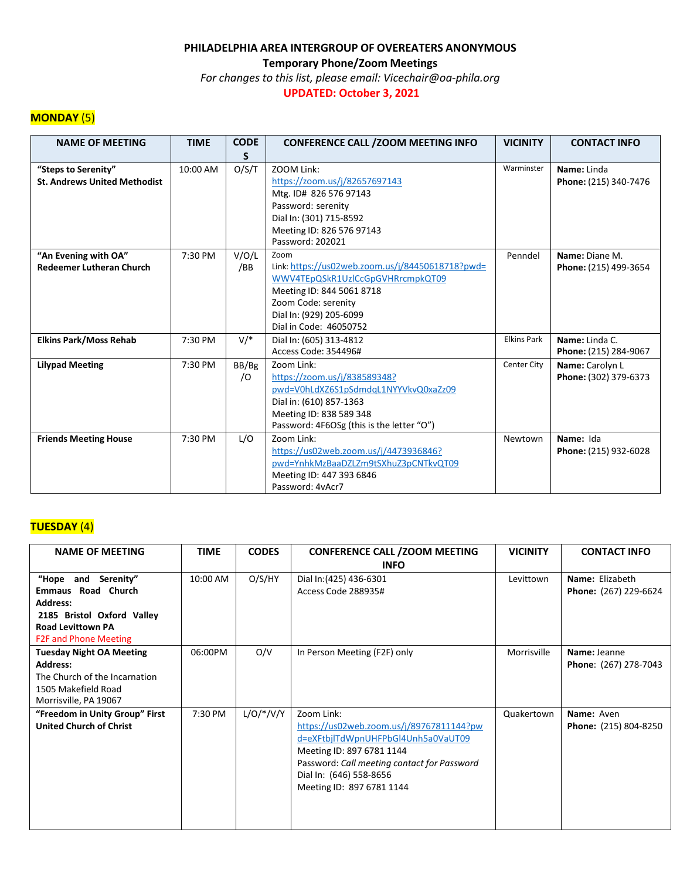**PHILADELPHIA AREA INTERGROUP OF OVEREATERS ANONYMOUS**

**Temporary Phone/Zoom Meetings**

*For changes to this list, please email: Vicechair@oa-phila.org*

**UPDATED: October 3, 2021**

## MONDAY (5)

| NAME OF MEETING | TIME | CODES | CONFERENCE CALL /ZOOM MEETING INFO | VICINITY | CONTACT INFO |
|---|---|---|---|---|---|
| **"Steps to Serenity"**<br>**St. Andrews United Methodist** | 10:00 AM | O/S/T | ZOOM Link:<br>https://zoom.us/j/82657697143<br>Mtg. ID# 826 576 97143<br>Password: serenity<br>Dial In: (301) 715-8592<br>Meeting ID: 826 576 97143<br>Password: 202021 | Warminster | **Name:** Linda<br>**Phone:** (215) 340-7476 |
| **"An Evening with OA"**<br>**Redeemer Lutheran Church** | 7:30 PM | V/O/L/BB | Zoom<br>Link: https://us02web.zoom.us/j/84450618718?pwd=WWV4TEpQSkR1UzlCcGpGVHRrcmpkQT09<br>Meeting ID: 844 5061 8718<br>Zoom Code: serenity<br>Dial In: (929) 205-6099<br>Dial in Code: 46050752 | Penndel | **Name:** Diane M.<br>**Phone:** (215) 499-3654 |
| **Elkins Park/Moss Rehab** | 7:30 PM | V/* | Dial In: (605) 313-4812<br>Access Code: 354496# | Elkins Park | **Name:** Linda C.<br>**Phone:** (215) 284-9067 |
| **Lilypad Meeting** | 7:30 PM | BB/Bg/O | Zoom Link:<br>https://zoom.us/j/838589348?pwd=V0hLdXZ6S1pSdmdqL1NYYVkvQ0xaZz09<br>Dial in: (610) 857-1363<br>Meeting ID: 838 589 348<br>Password: 4F6OSg (this is the letter "O") | Center City | **Name:** Carolyn L<br>**Phone:** (302) 379-6373 |
| **Friends Meeting House** | 7:30 PM | L/O | Zoom Link:<br>https://us02web.zoom.us/j/4473936846?pwd=YnhkMzBaaDZLZm9tSXhuZ3pCNTkvQT09<br>Meeting ID: 447 393 6846<br>Password: 4vAcr7 | Newtown | **Name:** Ida<br>**Phone:** (215) 932-6028 |

## TUESDAY (4)

| NAME OF MEETING | TIME | CODES | CONFERENCE CALL /ZOOM MEETING INFO | VICINITY | CONTACT INFO |
|---|---|---|---|---|---|
| **"Hope and Serenity"**<br>**Emmaus Road Church**<br>**Address:**<br>**2185 Bristol Oxford Valley Road Levittown PA**<br>F2F and Phone Meeting | 10:00 AM | O/S/HY | Dial In:(425) 436-6301<br>Access Code 288935# | Levittown | **Name:** Elizabeth<br>**Phone:** (267) 229-6624 |
| **Tuesday Night OA Meeting**<br>**Address:**<br>The Church of the Incarnation<br>1505 Makefield Road<br>Morrisville, PA 19067 | 06:00PM | O/V | In Person Meeting (F2F) only | Morrisville | **Name:** Jeanne<br>**Phone:** (267) 278-7043 |
| **"Freedom in Unity Group" First United Church of Christ** | 7:30 PM | L/O/*/V/Y | Zoom Link:<br>https://us02web.zoom.us/j/89767811144?pwd=eXFtbjlTdWpnUHFPbGl4Unh5a0VaUT09<br>Meeting ID: 897 6781 1144<br>Password: *Call meeting contact for Password*<br>Dial In: (646) 558-8656<br>Meeting ID: 897 6781 1144 | Quakertown | **Name:** Aven<br>**Phone:** (215) 804-8250 |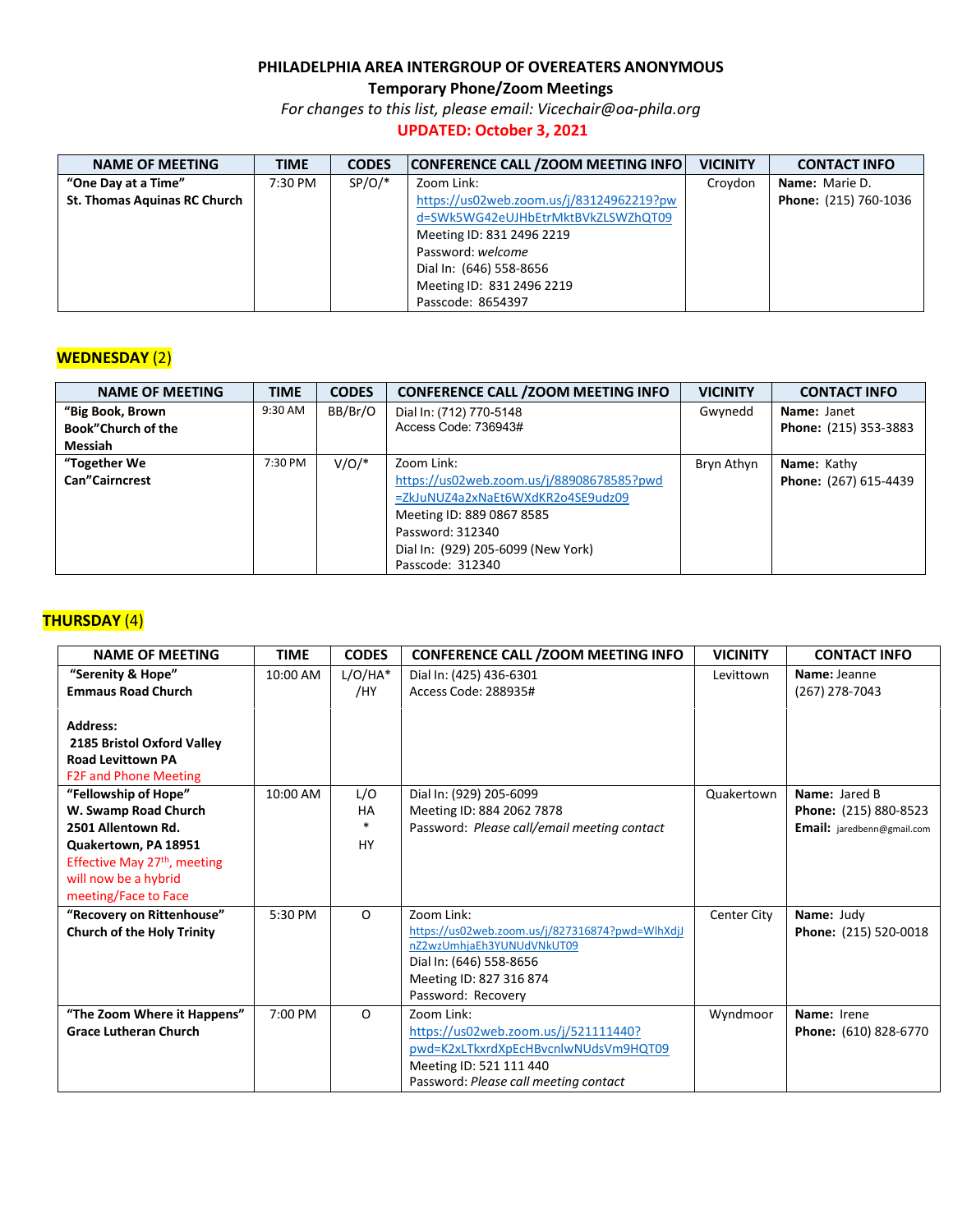# PHILADELPHIA AREA INTERGROUP OF OVEREATERS ANONYMOUS

## Temporary Phone/Zoom Meetings

*For changes to this list, please email: Vicechair@oa-phila.org*

**UPDATED: October 3, 2021**

| NAME OF MEETING | TIME | CODES | CONFERENCE CALL /ZOOM MEETING INFO | VICINITY | CONTACT INFO |
|---|---|---|---|---|---|
| **"One Day at a Time"** **St. Thomas Aquinas RC Church** | 7:30 PM | SP/O/* | Zoom Link: https://us02web.zoom.us/j/83124962219?pwd=SWk5WG42eUJHbEtrMktBVkZLSWZhQT09 Meeting ID: 831 2496 2219 Password: *welcome* Dial In: (646) 558-8656 Meeting ID: 831 2496 2219 Passcode: 8654397 | Croydon | **Name:** Marie D. **Phone:** (215) 760-1036 |

## WEDNESDAY (2)

| NAME OF MEETING | TIME | CODES | CONFERENCE CALL /ZOOM MEETING INFO | VICINITY | CONTACT INFO |
|---|---|---|---|---|---|
| **"Big Book, Brown Book"Church of the Messiah** | 9:30 AM | BB/Br/O | Dial In: (712) 770-5148 Access Code: 736943# | Gwynedd | **Name:** Janet **Phone:** (215) 353-3883 |
| **"Together We Can"Cairncrest** | 7:30 PM | V/O/* | Zoom Link: https://us02web.zoom.us/j/88908678585?pwd=ZkJuNUZ4a2xNaEt6WXdKR2o4SE9udz09 Meeting ID: 889 0867 8585 Password: 312340 Dial In: (929) 205-6099 (New York) Passcode: 312340 | Bryn Athyn | **Name:** Kathy **Phone:** (267) 615-4439 |

## THURSDAY (4)

| NAME OF MEETING | TIME | CODES | CONFERENCE CALL /ZOOM MEETING INFO | VICINITY | CONTACT INFO |
|---|---|---|---|---|---|
| **"Serenity & Hope"** **Emmaus Road Church** **Address:** **2185 Bristol Oxford Valley Road Levittown PA** F2F and Phone Meeting | 10:00 AM | L/O/HA*/HY | Dial In: (425) 436-6301 Access Code: 288935# | Levittown | **Name:** Jeanne (267) 278-7043 |
| **"Fellowship of Hope"** **W. Swamp Road Church** **2501 Allentown Rd.** **Quakertown, PA 18951** Effective May 27th, meeting will now be a hybrid meeting/Face to Face | 10:00 AM | L/O HA * HY | Dial In: (929) 205-6099 Meeting ID: 884 2062 7878 Password: *Please call/email meeting contact* | Quakertown | **Name:** Jared B **Phone:** (215) 880-8523 **Email:** jaredbenn@gmail.com |
| **"Recovery on Rittenhouse"** **Church of the Holy Trinity** | 5:30 PM | O | Zoom Link: https://us02web.zoom.us/j/827316874?pwd=WlhXdjJnZ2wzUmhjaEh3YUNUdVNkUT09 Dial In: (646) 558-8656 Meeting ID: 827 316 874 Password: Recovery | Center City | **Name:** Judy **Phone:** (215) 520-0018 |
| **"The Zoom Where it Happens"** **Grace Lutheran Church** | 7:00 PM | O | Zoom Link: https://us02web.zoom.us/j/521111440?pwd=K2xLTkxrdXpEcHBvcnlwNUdsVm9HQT09 Meeting ID: 521 111 440 Password: *Please call meeting contact* | Wyndmoor | **Name:** Irene **Phone:** (610) 828-6770 |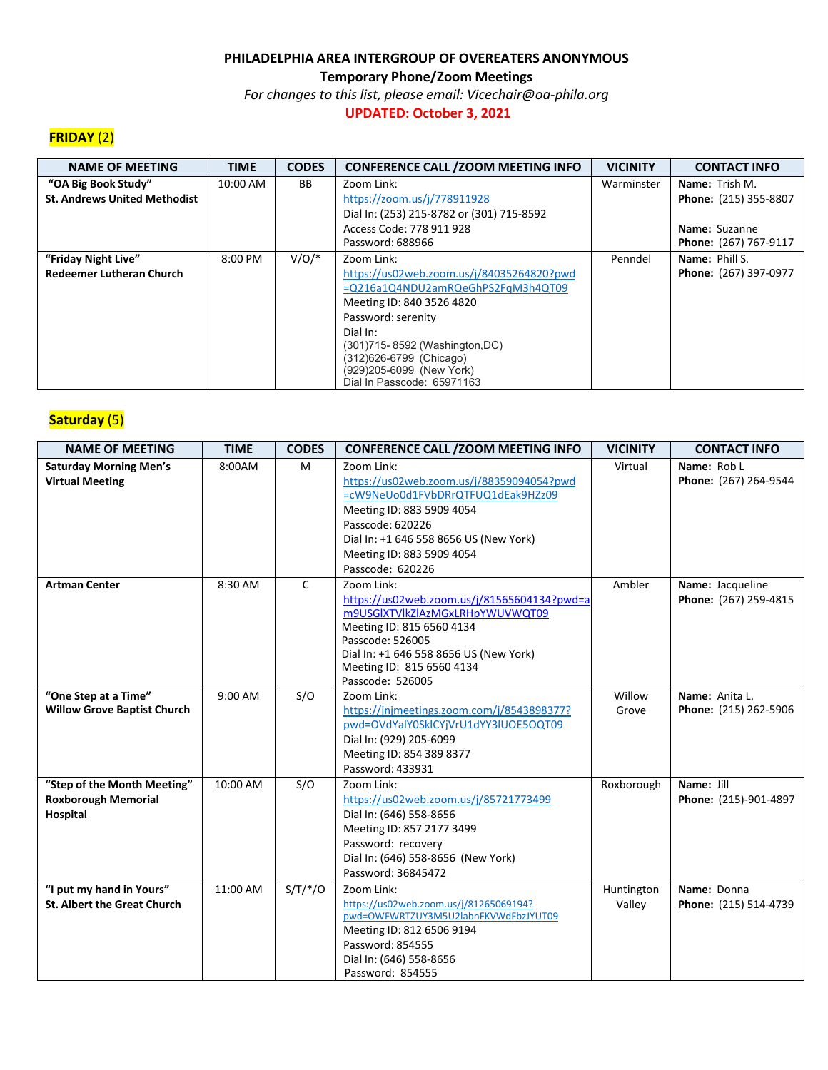**PHILADELPHIA AREA INTERGROUP OF OVEREATERS ANONYMOUS**
**Temporary Phone/Zoom Meetings**
*For changes to this list, please email: Vicechair@oa-phila.org*
**UPDATED: October 3, 2021**

## FRIDAY (2)

| NAME OF MEETING | TIME | CODES | CONFERENCE CALL /ZOOM MEETING INFO | VICINITY | CONTACT INFO |
|---|---|---|---|---|---|
| **"OA Big Book Study" St. Andrews United Methodist** | 10:00 AM | BB | Zoom Link: https://zoom.us/j/778911928 Dial In: (253) 215-8782 or (301) 715-8592 Access Code: 778 911 928 Password: 688966 | Warminster | **Name:** Trish M. **Phone:** (215) 355-8807 **Name:** Suzanne **Phone:** (267) 767-9117 |
| **"Friday Night Live" Redeemer Lutheran Church** | 8:00 PM | V/O/* | Zoom Link: https://us02web.zoom.us/j/84035264820?pwd=Q216a1Q4NDU2amRQeGhPS2FqM3h4QT09 Meeting ID: 840 3526 4820 Password: serenity Dial In: (301)715- 8592 (Washington,DC) (312)626-6799 (Chicago) (929)205-6099 (New York) Dial In Passcode: 65971163 | Penndel | **Name:** Phill S. **Phone:** (267) 397-0977 |

## Saturday (5)

| NAME OF MEETING | TIME | CODES | CONFERENCE CALL /ZOOM MEETING INFO | VICINITY | CONTACT INFO |
|---|---|---|---|---|---|
| **Saturday Morning Men's Virtual Meeting** | 8:00AM | M | Zoom Link: https://us02web.zoom.us/j/88359094054?pwd=cW9NeUo0d1FVbDRrQTFUQ1dEak9HZz09 Meeting ID: 883 5909 4054 Passcode: 620226 Dial In: +1 646 558 8656 US (New York) Meeting ID: 883 5909 4054 Passcode: 620226 | Virtual | **Name:** Rob L **Phone:** (267) 264-9544 |
| **Artman Center** | 8:30 AM | C | Zoom Link: https://us02web.zoom.us/j/81565604134?pwd=am9USGlXTVlkZlAzMGxLRHpYWUVWQT09 Meeting ID: 815 6560 4134 Passcode: 526005 Dial In: +1 646 558 8656 US (New York) Meeting ID: 815 6560 4134 Passcode: 526005 | Ambler | **Name:** Jacqueline **Phone:** (267) 259-4815 |
| **"One Step at a Time" Willow Grove Baptist Church** | 9:00 AM | S/O | Zoom Link: https://jnjmeetings.zoom.com/j/8543898377?pwd=OVdYalY0SklCYjVrU1dYY3lUOE5OQT09 Dial In: (929) 205-6099 Meeting ID: 854 389 8377 Password: 433931 | Willow Grove | **Name:** Anita L. **Phone:** (215) 262-5906 |
| **"Step of the Month Meeting" Roxborough Memorial Hospital** | 10:00 AM | S/O | Zoom Link: https://us02web.zoom.us/j/85721773499 Dial In: (646) 558-8656 Meeting ID: 857 2177 3499 Password: recovery Dial In: (646) 558-8656 (New York) Password: 36845472 | Roxborough | **Name:** Jill **Phone:** (215)-901-4897 |
| **"I put my hand in Yours" St. Albert the Great Church** | 11:00 AM | S/T/*/O | Zoom Link: https://us02web.zoom.us/j/81265069194?pwd=OWFWRTZUY3M5U2labnFKVWdFbzJYUT09 Meeting ID: 812 6506 9194 Password: 854555 Dial In: (646) 558-8656 Password: 854555 | Huntington Valley | **Name:** Donna **Phone:** (215) 514-4739 |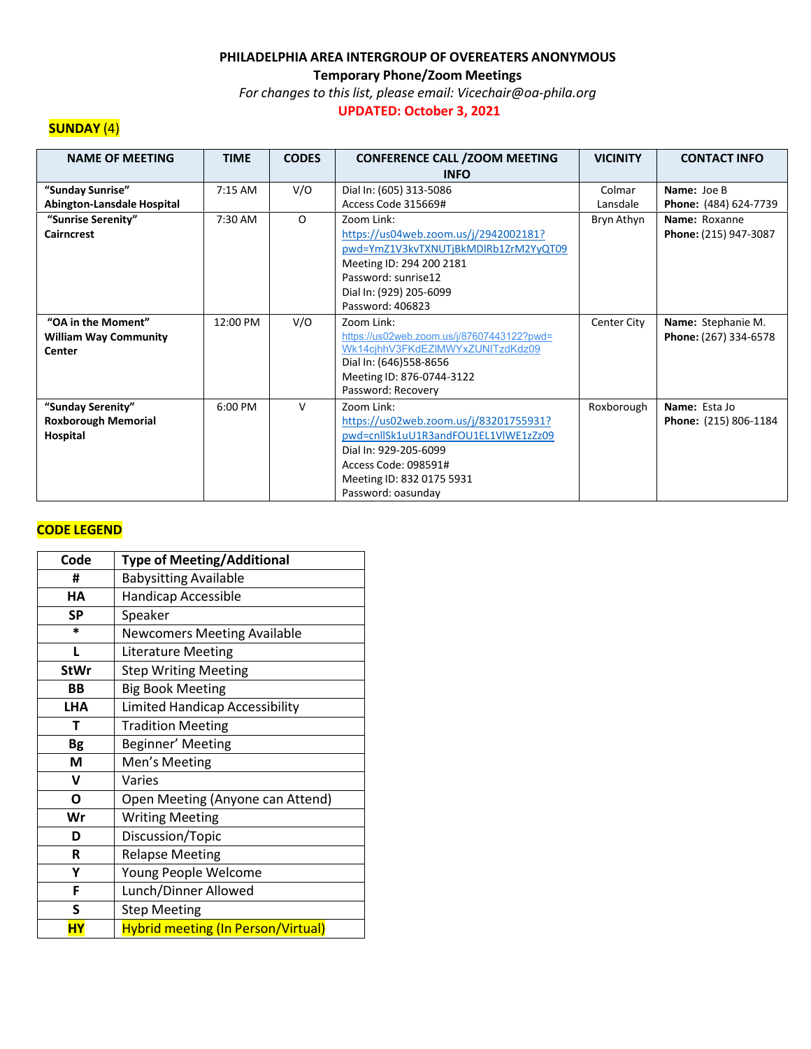**PHILADELPHIA AREA INTERGROUP OF OVEREATERS ANONYMOUS**

**Temporary Phone/Zoom Meetings**

*For changes to this list, please email: Vicechair@oa-phila.org*

**UPDATED: October 3, 2021**

## SUNDAY (4)

| NAME OF MEETING | TIME | CODES | CONFERENCE CALL /ZOOM MEETING INFO | VICINITY | CONTACT INFO |
|---|---|---|---|---|---|
| **"Sunday Sunrise" Abington-Lansdale Hospital** | 7:15 AM | V/O | Dial In: (605) 313-5086<br>Access Code 315669# | Colmar Lansdale | **Name:** Joe B<br>**Phone:** (484) 624-7739 |
| **"Sunrise Serenity" Cairncrest** | 7:30 AM | O | Zoom Link: https://us04web.zoom.us/j/2942002181?pwd=YmZ1V3kvTXNUTjBkMDlRb1ZrM2YyQT09<br>Meeting ID: 294 200 2181<br>Password: sunrise12<br>Dial In: (929) 205-6099<br>Password: 406823 | Bryn Athyn | **Name:** Roxanne<br>**Phone:** (215) 947-3087 |
| **"OA in the Moment" William Way Community Center** | 12:00 PM | V/O | Zoom Link: https://us02web.zoom.us/j/87607443122?pwd=Wk14cjhhV3FKdEZlMWYxZUNITzdKdz09<br>Dial In: (646)558-8656<br>Meeting ID: 876-0744-3122<br>Password: Recovery | Center City | **Name:** Stephanie M.<br>**Phone:** (267) 334-6578 |
| **"Sunday Serenity" Roxborough Memorial Hospital** | 6:00 PM | V | Zoom Link: https://us02web.zoom.us/j/83201755931?pwd=cnllSk1uU1R3andFOU1EL1VlWE1zZz09<br>Dial In: 929-205-6099<br>Access Code: 098591#<br>Meeting ID: 832 0175 5931<br>Password: oasunday | Roxborough | **Name:** Esta Jo<br>**Phone:** (215) 806-1184 |

## CODE LEGEND

| Code | Type of Meeting/Additional |
|---|---|
| # | Babysitting Available |
| HA | Handicap Accessible |
| SP | Speaker |
| * | Newcomers Meeting Available |
| L | Literature Meeting |
| StWr | Step Writing Meeting |
| BB | Big Book Meeting |
| LHA | Limited Handicap Accessibility |
| T | Tradition Meeting |
| Bg | Beginner' Meeting |
| M | Men's Meeting |
| V | Varies |
| O | Open Meeting (Anyone can Attend) |
| Wr | Writing Meeting |
| D | Discussion/Topic |
| R | Relapse Meeting |
| Y | Young People Welcome |
| F | Lunch/Dinner Allowed |
| S | Step Meeting |
| HY | Hybrid meeting (In Person/Virtual) |